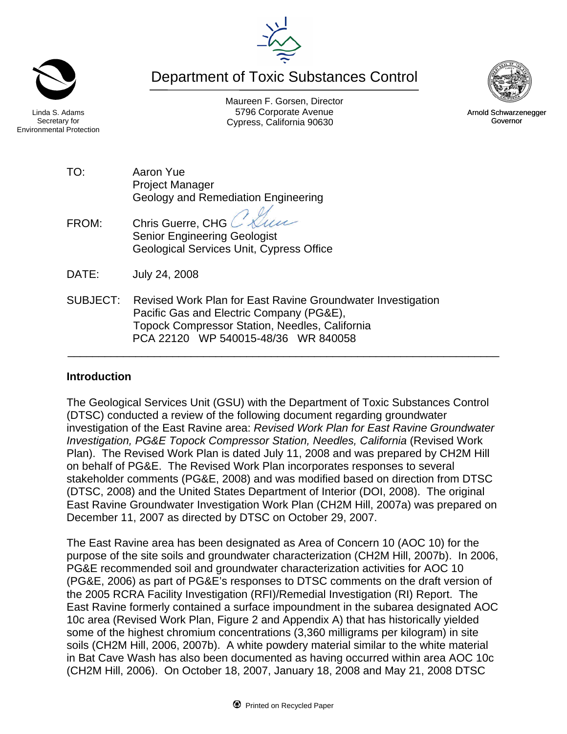Linda S. Adams
Secretary for
Environmental Protection

# Department of Toxic Substances Control

Maureen F. Gorsen, Director
5796 Corporate Avenue
Cypress, California 90630

Arnold Schwarzenegger
Governor

TO: Aaron Yue
Project Manager
Geology and Remediation Engineering

FROM: Chris Guerre, CHG
Senior Engineering Geologist
Geological Services Unit, Cypress Office

DATE: July 24, 2008

SUBJECT: Revised Work Plan for East Ravine Groundwater Investigation
Pacific Gas and Electric Company (PG&E),
Topock Compressor Station, Needles, California
PCA 22120 WP 540015-48/36 WR 840058

---

## Introduction

The Geological Services Unit (GSU) with the Department of Toxic Substances Control (DTSC) conducted a review of the following document regarding groundwater investigation of the East Ravine area: *Revised Work Plan for East Ravine Groundwater Investigation, PG&E Topock Compressor Station, Needles, California* (Revised Work Plan). The Revised Work Plan is dated July 11, 2008 and was prepared by CH2M Hill on behalf of PG&E. The Revised Work Plan incorporates responses to several stakeholder comments (PG&E, 2008) and was modified based on direction from DTSC (DTSC, 2008) and the United States Department of Interior (DOI, 2008). The original East Ravine Groundwater Investigation Work Plan (CH2M Hill, 2007a) was prepared on December 11, 2007 as directed by DTSC on October 29, 2007.

The East Ravine area has been designated as Area of Concern 10 (AOC 10) for the purpose of the site soils and groundwater characterization (CH2M Hill, 2007b). In 2006, PG&E recommended soil and groundwater characterization activities for AOC 10 (PG&E, 2006) as part of PG&E's responses to DTSC comments on the draft version of the 2005 RCRA Facility Investigation (RFI)/Remedial Investigation (RI) Report. The East Ravine formerly contained a surface impoundment in the subarea designated AOC 10c area (Revised Work Plan, Figure 2 and Appendix A) that has historically yielded some of the highest chromium concentrations (3,360 milligrams per kilogram) in site soils (CH2M Hill, 2006, 2007b). A white powdery material similar to the white material in Bat Cave Wash has also been documented as having occurred within area AOC 10c (CH2M Hill, 2006). On October 18, 2007, January 18, 2008 and May 21, 2008 DTSC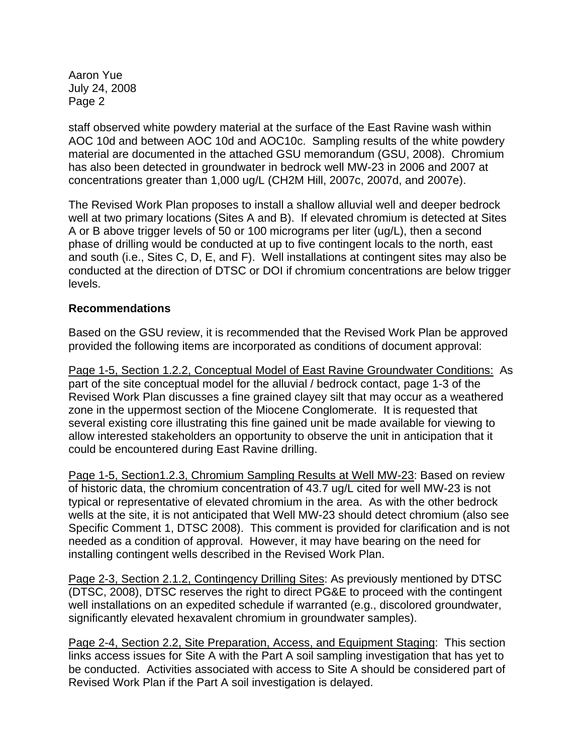staff observed white powdery material at the surface of the East Ravine wash within AOC 10d and between AOC 10d and AOC10c. Sampling results of the white powdery material are documented in the attached GSU memorandum (GSU, 2008). Chromium has also been detected in groundwater in bedrock well MW-23 in 2006 and 2007 at concentrations greater than 1,000 ug/L (CH2M Hill, 2007c, 2007d, and 2007e).

The Revised Work Plan proposes to install a shallow alluvial well and deeper bedrock well at two primary locations (Sites A and B). If elevated chromium is detected at Sites A or B above trigger levels of 50 or 100 micrograms per liter (ug/L), then a second phase of drilling would be conducted at up to five contingent locals to the north, east and south (i.e., Sites C, D, E, and F). Well installations at contingent sites may also be conducted at the direction of DTSC or DOI if chromium concentrations are below trigger levels.

**Recommendations**

Based on the GSU review, it is recommended that the Revised Work Plan be approved provided the following items are incorporated as conditions of document approval:

Page 1-5, Section 1.2.2, Conceptual Model of East Ravine Groundwater Conditions: As part of the site conceptual model for the alluvial / bedrock contact, page 1-3 of the Revised Work Plan discusses a fine grained clayey silt that may occur as a weathered zone in the uppermost section of the Miocene Conglomerate. It is requested that several existing core illustrating this fine gained unit be made available for viewing to allow interested stakeholders an opportunity to observe the unit in anticipation that it could be encountered during East Ravine drilling.

Page 1-5, Section1.2.3, Chromium Sampling Results at Well MW-23: Based on review of historic data, the chromium concentration of 43.7 ug/L cited for well MW-23 is not typical or representative of elevated chromium in the area. As with the other bedrock wells at the site, it is not anticipated that Well MW-23 should detect chromium (also see Specific Comment 1, DTSC 2008). This comment is provided for clarification and is not needed as a condition of approval. However, it may have bearing on the need for installing contingent wells described in the Revised Work Plan.

Page 2-3, Section 2.1.2, Contingency Drilling Sites: As previously mentioned by DTSC (DTSC, 2008), DTSC reserves the right to direct PG&E to proceed with the contingent well installations on an expedited schedule if warranted (e.g., discolored groundwater, significantly elevated hexavalent chromium in groundwater samples).

Page 2-4, Section 2.2, Site Preparation, Access, and Equipment Staging: This section links access issues for Site A with the Part A soil sampling investigation that has yet to be conducted. Activities associated with access to Site A should be considered part of Revised Work Plan if the Part A soil investigation is delayed.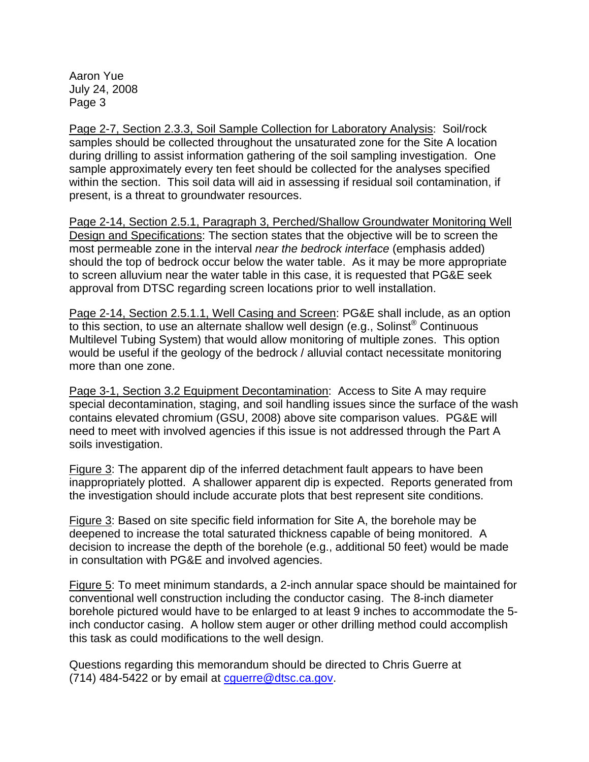Page 2-7, Section 2.3.3, Soil Sample Collection for Laboratory Analysis: Soil/rock samples should be collected throughout the unsaturated zone for the Site A location during drilling to assist information gathering of the soil sampling investigation. One sample approximately every ten feet should be collected for the analyses specified within the section. This soil data will aid in assessing if residual soil contamination, if present, is a threat to groundwater resources.

Page 2-14, Section 2.5.1, Paragraph 3, Perched/Shallow Groundwater Monitoring Well Design and Specifications: The section states that the objective will be to screen the most permeable zone in the interval *near the bedrock interface* (emphasis added) should the top of bedrock occur below the water table. As it may be more appropriate to screen alluvium near the water table in this case, it is requested that PG&E seek approval from DTSC regarding screen locations prior to well installation.

Page 2-14, Section 2.5.1.1, Well Casing and Screen: PG&E shall include, as an option to this section, to use an alternate shallow well design (e.g., Solinst® Continuous Multilevel Tubing System) that would allow monitoring of multiple zones. This option would be useful if the geology of the bedrock / alluvial contact necessitate monitoring more than one zone.

Page 3-1, Section 3.2 Equipment Decontamination: Access to Site A may require special decontamination, staging, and soil handling issues since the surface of the wash contains elevated chromium (GSU, 2008) above site comparison values. PG&E will need to meet with involved agencies if this issue is not addressed through the Part A soils investigation.

Figure 3: The apparent dip of the inferred detachment fault appears to have been inappropriately plotted. A shallower apparent dip is expected. Reports generated from the investigation should include accurate plots that best represent site conditions.

Figure 3: Based on site specific field information for Site A, the borehole may be deepened to increase the total saturated thickness capable of being monitored. A decision to increase the depth of the borehole (e.g., additional 50 feet) would be made in consultation with PG&E and involved agencies.

Figure 5: To meet minimum standards, a 2-inch annular space should be maintained for conventional well construction including the conductor casing. The 8-inch diameter borehole pictured would have to be enlarged to at least 9 inches to accommodate the 5-inch conductor casing. A hollow stem auger or other drilling method could accomplish this task as could modifications to the well design.

Questions regarding this memorandum should be directed to Chris Guerre at (714) 484-5422 or by email at cguerre@dtsc.ca.gov.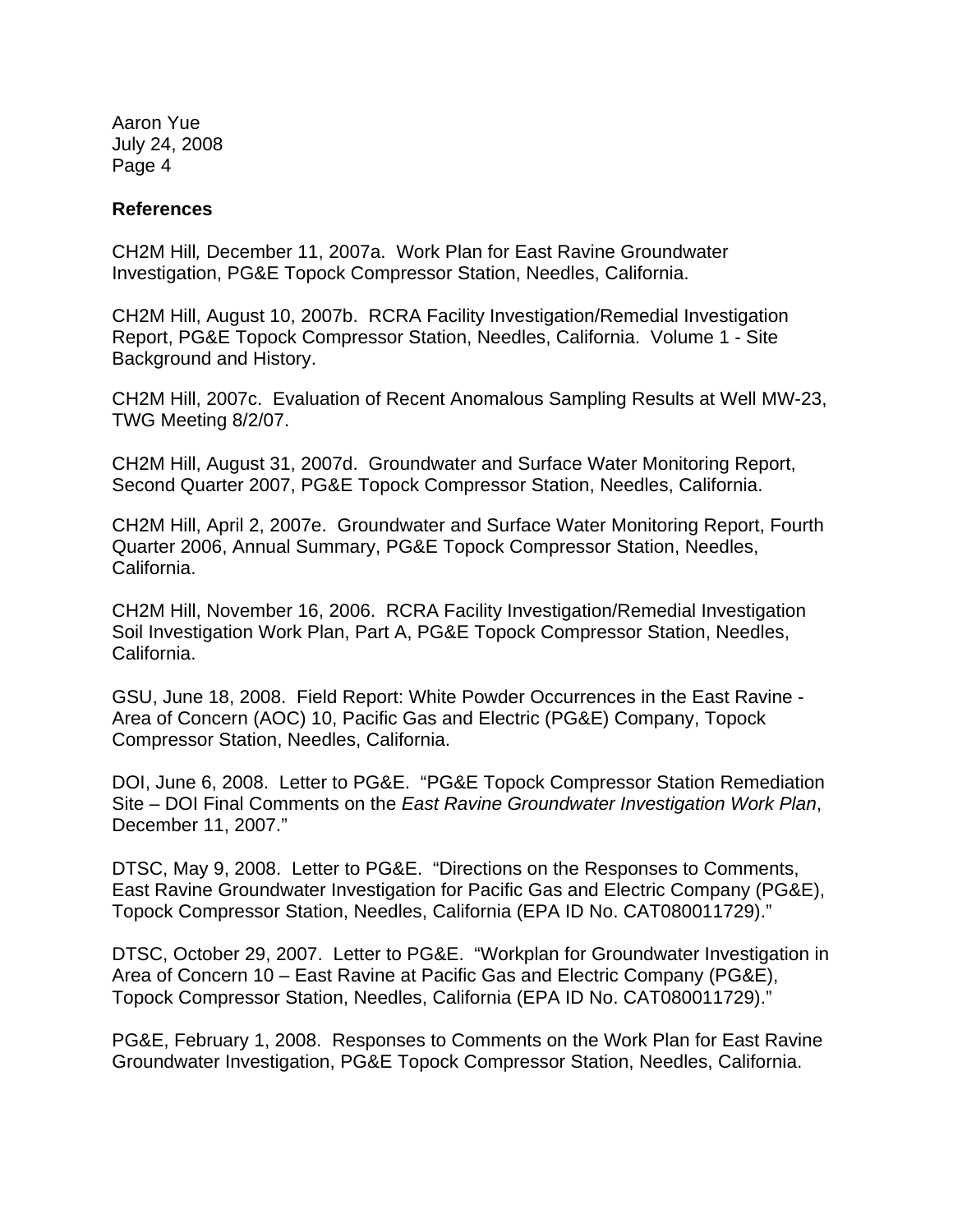**References**

CH2M Hill*,* December 11, 2007a. Work Plan for East Ravine Groundwater Investigation, PG&E Topock Compressor Station, Needles, California.

CH2M Hill, August 10, 2007b. RCRA Facility Investigation/Remedial Investigation Report, PG&E Topock Compressor Station, Needles, California. Volume 1 - Site Background and History.

CH2M Hill, 2007c. Evaluation of Recent Anomalous Sampling Results at Well MW-23, TWG Meeting 8/2/07.

CH2M Hill, August 31, 2007d. Groundwater and Surface Water Monitoring Report, Second Quarter 2007, PG&E Topock Compressor Station, Needles, California.

CH2M Hill, April 2, 2007e. Groundwater and Surface Water Monitoring Report, Fourth Quarter 2006, Annual Summary, PG&E Topock Compressor Station, Needles, California.

CH2M Hill, November 16, 2006. RCRA Facility Investigation/Remedial Investigation Soil Investigation Work Plan, Part A, PG&E Topock Compressor Station, Needles, California.

GSU, June 18, 2008. Field Report: White Powder Occurrences in the East Ravine - Area of Concern (AOC) 10, Pacific Gas and Electric (PG&E) Company, Topock Compressor Station, Needles, California.

DOI, June 6, 2008. Letter to PG&E. "PG&E Topock Compressor Station Remediation Site – DOI Final Comments on the *East Ravine Groundwater Investigation Work Plan*, December 11, 2007."

DTSC, May 9, 2008. Letter to PG&E. "Directions on the Responses to Comments, East Ravine Groundwater Investigation for Pacific Gas and Electric Company (PG&E), Topock Compressor Station, Needles, California (EPA ID No. CAT080011729)."

DTSC, October 29, 2007. Letter to PG&E. "Workplan for Groundwater Investigation in Area of Concern 10 – East Ravine at Pacific Gas and Electric Company (PG&E), Topock Compressor Station, Needles, California (EPA ID No. CAT080011729)."

PG&E, February 1, 2008. Responses to Comments on the Work Plan for East Ravine Groundwater Investigation, PG&E Topock Compressor Station, Needles, California.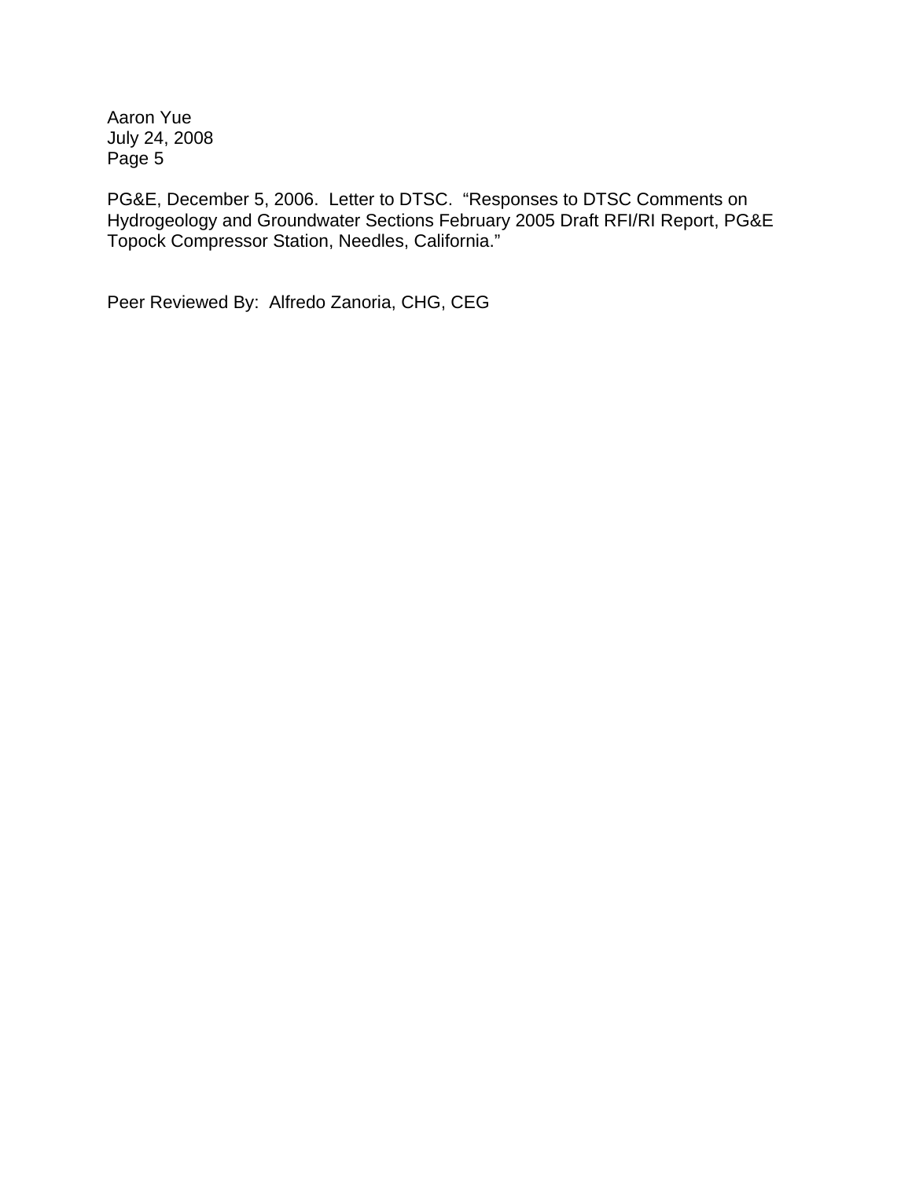PG&E, December 5, 2006. Letter to DTSC. "Responses to DTSC Comments on Hydrogeology and Groundwater Sections February 2005 Draft RFI/RI Report, PG&E Topock Compressor Station, Needles, California."

Peer Reviewed By: Alfredo Zanoria, CHG, CEG